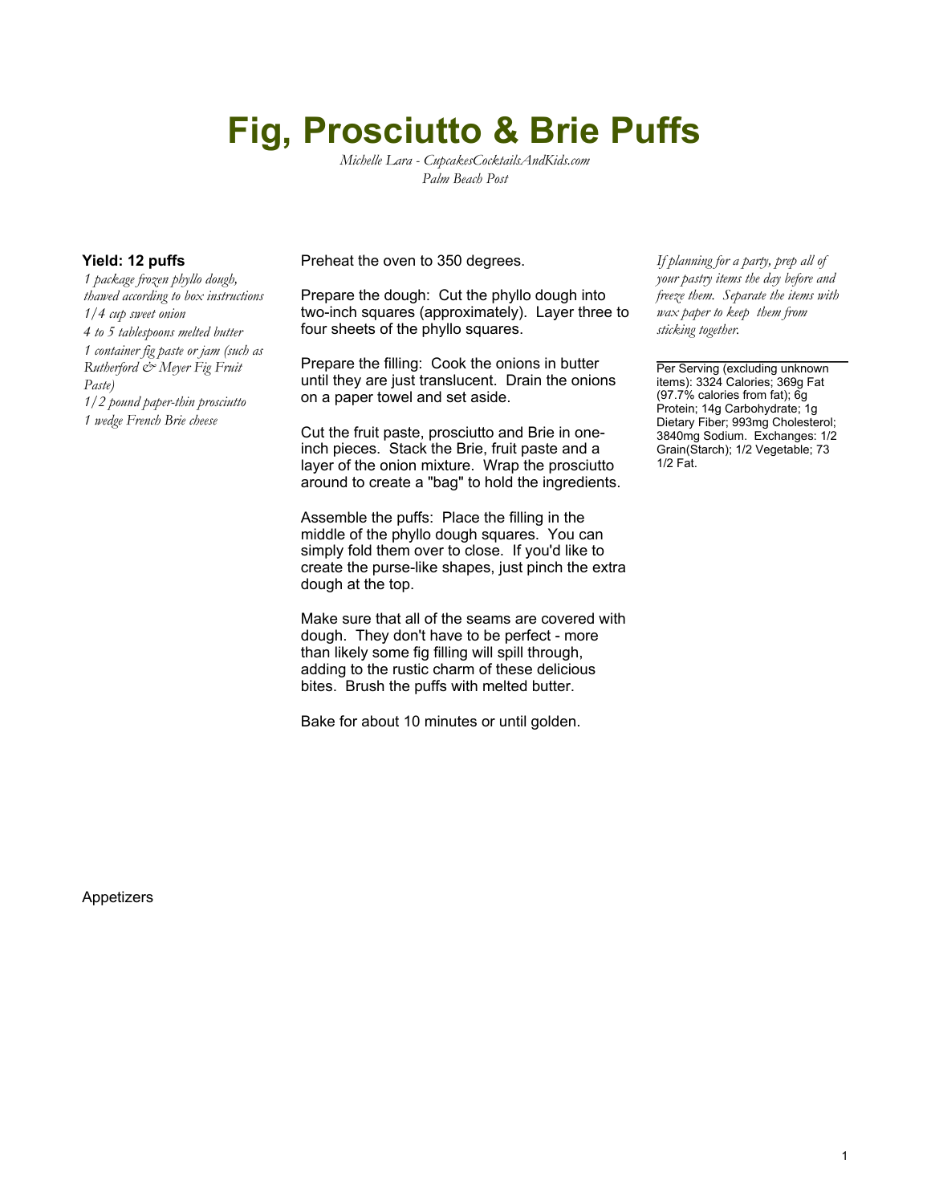# Fig, Prosciutto & Brie Puffs

*Michelle Lara - CupcakesCocktailsAndKids.com*
*Palm Beach Post*

**Yield: 12 puffs**

*1 package frozen phyllo dough, thawed according to box instructions*
*1/4 cup sweet onion*
*4 to 5 tablespoons melted butter*
*1 container fig paste or jam (such as Rutherford & Meyer Fig Fruit Paste)*
*1/2 pound paper-thin prosciutto*
*1 wedge French Brie cheese*

Preheat the oven to 350 degrees.

Prepare the dough: Cut the phyllo dough into two-inch squares (approximately). Layer three to four sheets of the phyllo squares.

Prepare the filling: Cook the onions in butter until they are just translucent. Drain the onions on a paper towel and set aside.

Cut the fruit paste, prosciutto and Brie in one-inch pieces. Stack the Brie, fruit paste and a layer of the onion mixture. Wrap the prosciutto around to create a "bag" to hold the ingredients.

Assemble the puffs: Place the filling in the middle of the phyllo dough squares. You can simply fold them over to close. If you'd like to create the purse-like shapes, just pinch the extra dough at the top.

Make sure that all of the seams are covered with dough. They don't have to be perfect - more than likely some fig filling will spill through, adding to the rustic charm of these delicious bites. Brush the puffs with melted butter.

Bake for about 10 minutes or until golden.

*If planning for a party, prep all of your pastry items the day before and freeze them. Separate the items with wax paper to keep them from sticking together.*

---

Per Serving (excluding unknown items): 3324 Calories; 369g Fat (97.7% calories from fat); 6g Protein; 14g Carbohydrate; 1g Dietary Fiber; 993mg Cholesterol; 3840mg Sodium. Exchanges: 1/2 Grain(Starch); 1/2 Vegetable; 73 1/2 Fat.

Appetizers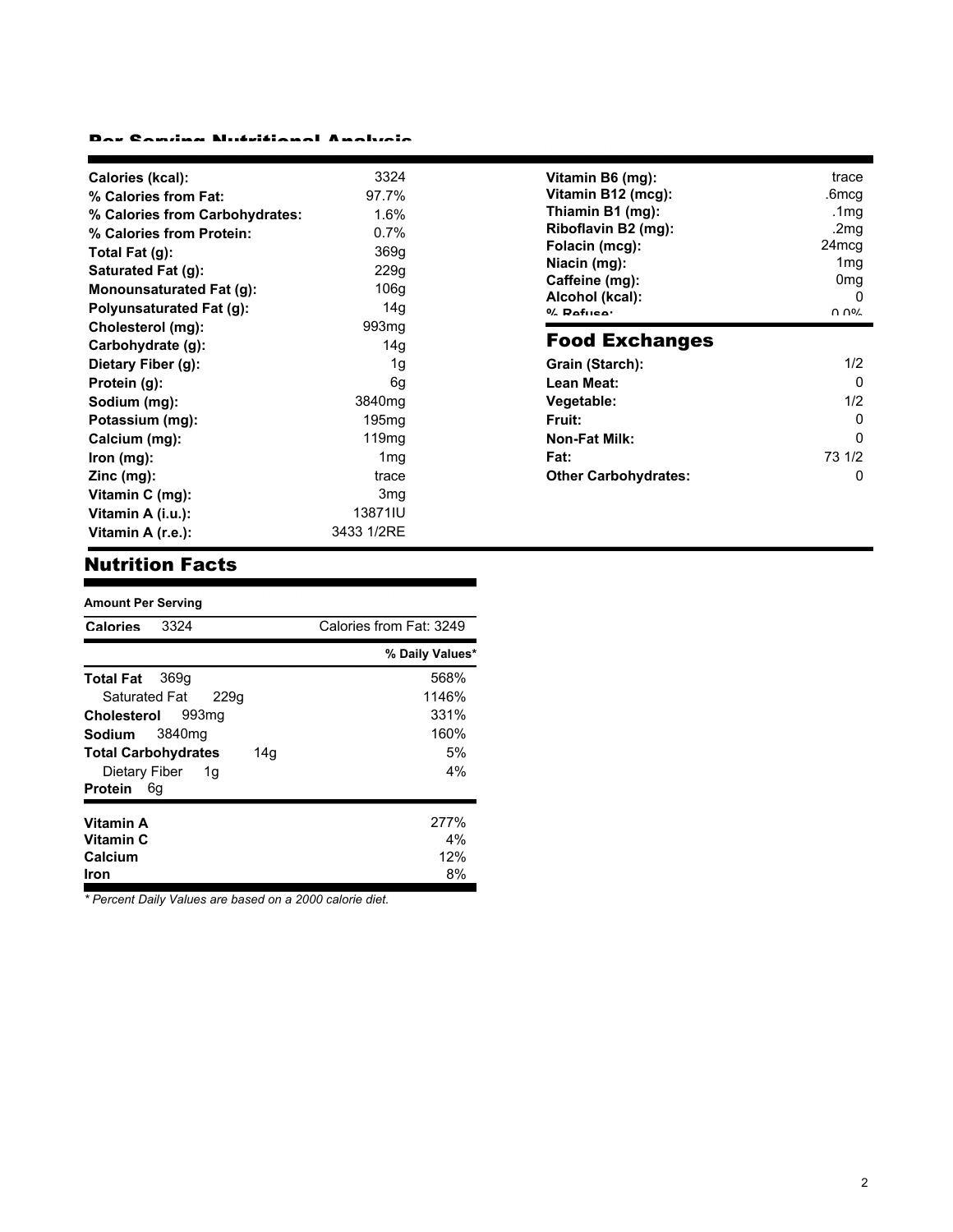## Per Serving Nutritional Analysis

| | |
|---|---|
| **Calories (kcal):** | 3324 |
| **% Calories from Fat:** | 97.7% |
| **% Calories from Carbohydrates:** | 1.6% |
| **% Calories from Protein:** | 0.7% |
| **Total Fat (g):** | 369g |
| **Saturated Fat (g):** | 229g |
| **Monounsaturated Fat (g):** | 106g |
| **Polyunsaturated Fat (g):** | 14g |
| **Cholesterol (mg):** | 993mg |
| **Carbohydrate (g):** | 14g |
| **Dietary Fiber (g):** | 1g |
| **Protein (g):** | 6g |
| **Sodium (mg):** | 3840mg |
| **Potassium (mg):** | 195mg |
| **Calcium (mg):** | 119mg |
| **Iron (mg):** | 1mg |
| **Zinc (mg):** | trace |
| **Vitamin C (mg):** | 3mg |
| **Vitamin A (i.u.):** | 13871IU |
| **Vitamin A (r.e.):** | 3433 1/2RE |
| **Vitamin B6 (mg):** | trace |
| **Vitamin B12 (mcg):** | .6mcg |
| **Thiamin B1 (mg):** | .1mg |
| **Riboflavin B2 (mg):** | .2mg |
| **Folacin (mcg):** | 24mcg |
| **Niacin (mg):** | 1mg |
| **Caffeine (mg):** | 0mg |
| **Alcohol (kcal):** | 0 |
| **% Refuse:** | 0.0% |

## Food Exchanges

| | |
|---|---|
| **Grain (Starch):** | 1/2 |
| **Lean Meat:** | 0 |
| **Vegetable:** | 1/2 |
| **Fruit:** | 0 |
| **Non-Fat Milk:** | 0 |
| **Fat:** | 73 1/2 |
| **Other Carbohydrates:** | 0 |

## Nutrition Facts

**Amount Per Serving**

| | |
|---|---|
| **Calories** 3324 | Calories from Fat: 3249 |
| | **% Daily Values*** |
| **Total Fat** 369g | 568% |
| Saturated Fat 229g | 1146% |
| **Cholesterol** 993mg | 331% |
| **Sodium** 3840mg | 160% |
| **Total Carbohydrates** 14g | 5% |
| Dietary Fiber 1g | 4% |
| **Protein** 6g | |
| **Vitamin A** | 277% |
| **Vitamin C** | 4% |
| **Calcium** | 12% |
| **Iron** | 8% |

*\* Percent Daily Values are based on a 2000 calorie diet.*